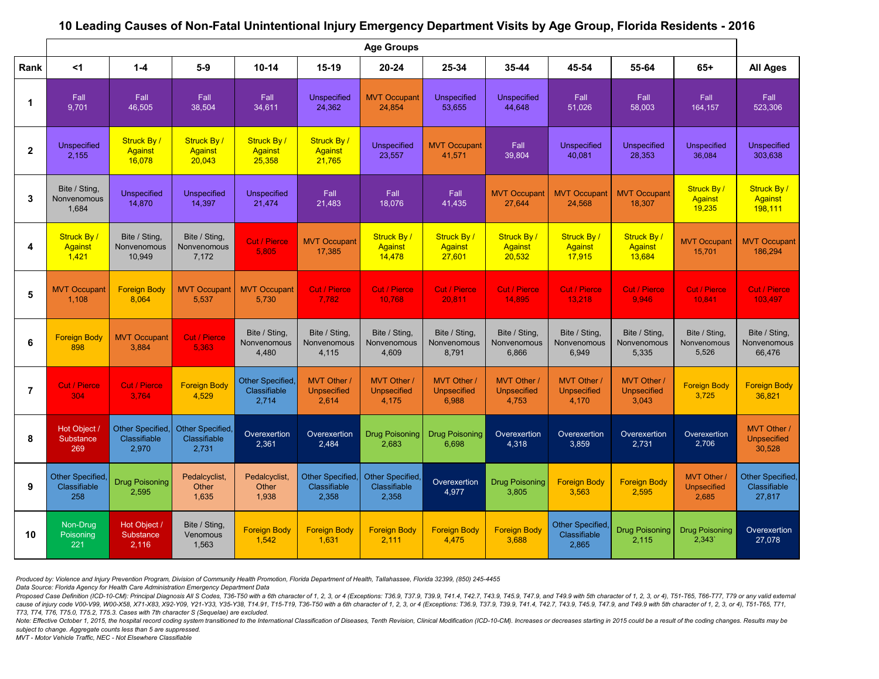# 10 Leading Causes of Non-Fatal Unintentional Injury Emergency Department Visits by Age Group, Florida Residents - 2016

| Rank | Age Groups | | | | | | | | | | | All Ages |
|---|---|---|---|---|---|---|---|---|---|---|---|---|
| | <1 | 1-4 | 5-9 | 10-14 | 15-19 | 20-24 | 25-34 | 35-44 | 45-54 | 55-64 | 65+ | |
| 1 | Fall 9,701 | Fall 46,505 | Fall 38,504 | Fall 34,611 | Unspecified 24,362 | MVT Occupant 24,854 | Unspecified 53,655 | Unspecified 44,648 | Fall 51,026 | Fall 58,003 | Fall 164,157 | Fall 523,306 |
| 2 | Unspecified 2,155 | Struck By / Against 16,078 | Struck By / Against 20,043 | Struck By / Against 25,358 | Struck By / Against 21,765 | Unspecified 23,557 | MVT Occupant 41,571 | Fall 39,804 | Unspecified 40,081 | Unspecified 28,353 | Unspecified 36,084 | Unspecified 303,638 |
| 3 | Bite / Sting, Nonvenomous 1,684 | Unspecified 14,870 | Unspecified 14,397 | Unspecified 21,474 | Fall 21,483 | Fall 18,076 | Fall 41,435 | MVT Occupant 27,644 | MVT Occupant 24,568 | MVT Occupant 18,307 | Struck By / Against 19,235 | Struck By / Against 198,111 |
| 4 | Struck By / Against 1,421 | Bite / Sting, Nonvenomous 10,949 | Bite / Sting, Nonvenomous 7,172 | Cut / Pierce 5,805 | MVT Occupant 17,385 | Struck By / Against 14,478 | Struck By / Against 27,601 | Struck By / Against 20,532 | Struck By / Against 17,915 | Struck By / Against 13,684 | MVT Occupant 15,701 | MVT Occupant 186,294 |
| 5 | MVT Occupant 1,108 | Foreign Body 8,064 | MVT Occupant 5,537 | MVT Occupant 5,730 | Cut / Pierce 7,782 | Cut / Pierce 10,768 | Cut / Pierce 20,811 | Cut / Pierce 14,895 | Cut / Pierce 13,218 | Cut / Pierce 9,946 | Cut / Pierce 10,841 | Cut / Pierce 103,497 |
| 6 | Foreign Body 898 | MVT Occupant 3,884 | Cut / Pierce 5,363 | Bite / Sting, Nonvenomous 4,480 | Bite / Sting, Nonvenomous 4,115 | Bite / Sting, Nonvenomous 4,609 | Bite / Sting, Nonvenomous 8,791 | Bite / Sting, Nonvenomous 6,866 | Bite / Sting, Nonvenomous 6,949 | Bite / Sting, Nonvenomous 5,335 | Bite / Sting, Nonvenomous 5,526 | Bite / Sting, Nonvenomous 66,476 |
| 7 | Cut / Pierce 304 | Cut / Pierce 3,764 | Foreign Body 4,529 | Other Specified, Classifiable 2,714 | MVT Other / Unspecified 2,614 | MVT Other / Unspecified 4,175 | MVT Other / Unspecified 6,988 | MVT Other / Unspecified 4,753 | MVT Other / Unspecified 4,170 | MVT Other / Unspecified 3,043 | Foreign Body 3,725 | Foreign Body 36,821 |
| 8 | Hot Object / Substance 269 | Other Specified, Classifiable 2,970 | Other Specified, Classifiable 2,731 | Overexertion 2,361 | Overexertion 2,484 | Drug Poisoning 2,683 | Drug Poisoning 6,698 | Overexertion 4,318 | Overexertion 3,859 | Overexertion 2,731 | Overexertion 2,706 | MVT Other / Unspecified 30,528 |
| 9 | Other Specified, Classifiable 258 | Drug Poisoning 2,595 | Pedalcyclist, Other 1,635 | Pedalcyclist, Other 1,938 | Other Specified, Classifiable 2,358 | Other Specified, Classifiable 2,358 | Overexertion 4,977 | Drug Poisoning 3,805 | Foreign Body 3,563 | Foreign Body 2,595 | MVT Other / Unspecified 2,685 | Other Specified, Classifiable 27,817 |
| 10 | Non-Drug Poisoning 221 | Hot Object / Substance 2,116 | Bite / Sting, Venomous 1,563 | Foreign Body 1,542 | Foreign Body 1,631 | Foreign Body 2,111 | Foreign Body 4,475 | Foreign Body 3,688 | Other Specified, Classifiable 2,865 | Drug Poisoning 2,115 | Drug Poisoning 2,343` | Overexertion 27,078 |

*Produced by: Violence and Injury Prevention Program, Division of Community Health Promotion, Florida Department of Health, Tallahassee, Florida 32399, (850) 245-4455*

*Data Source: Florida Agency for Health Care Administration Emergency Department Data*

*Proposed Case Definition (ICD-10-CM): Principal Diagnosis All S Codes, T36-T50 with a 6th character of 1, 2, 3, or 4 (Exceptions: T36.9, T37.9, T39.9, T41.4, T42.7, T43.9, T45.9, T47.9, and T49.9 with 5th character of 1, 2, 3, or 4), T51-T65, T66-T77, T79 or any valid external cause of injury code V00-V99, W00-X58, X71-X83, X92-Y09, Y21-Y33, Y35-Y38, T14.91, T15-T19, T36-T50 with a 6th character of 1, 2, 3, or 4 (Exceptions: T36.9, T37.9, T39.9, T41.4, T42.7, T43.9, T45.9, T47.9, and T49.9 with 5th character of 1, 2, 3, or 4), T51-T65, T71, T73, T74, T76, T75.0, T75.2, T75.3. Cases with 7th character S (Sequelae) are excluded.*

*Note: Effective October 1, 2015, the hospital record coding system transitioned to the International Classification of Diseases, Tenth Revision, Clinical Modification (ICD-10-CM). Increases or decreases starting in 2015 could be a result of the coding changes. Results may be subject to change. Aggregate counts less than 5 are suppressed.*

*MVT - Motor Vehicle Traffic, NEC - Not Elsewhere Classifiable*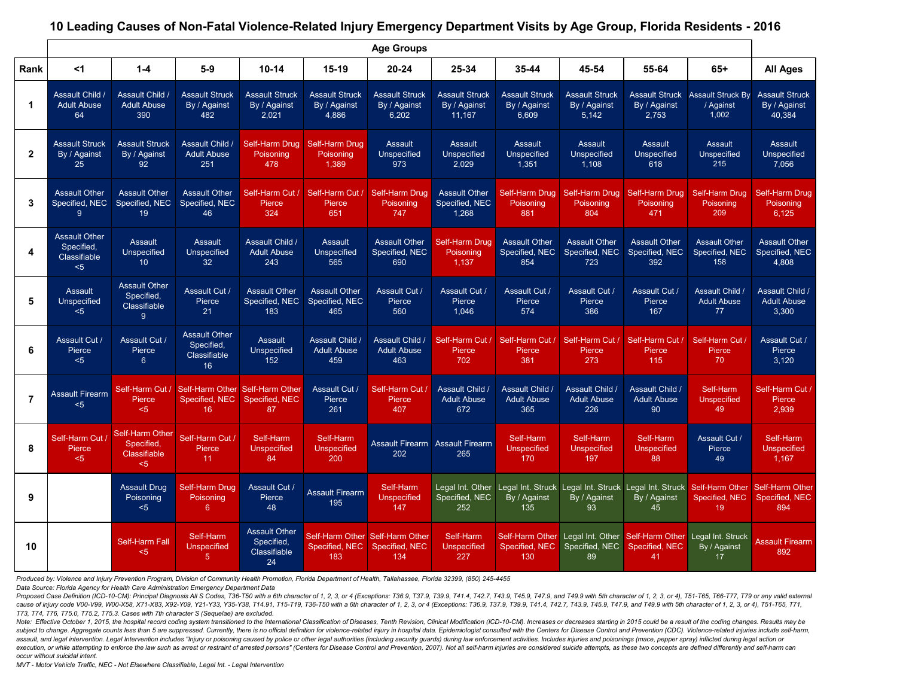# 10 Leading Causes of Non-Fatal Violence-Related Injury Emergency Department Visits by Age Group, Florida Residents - 2016

| Rank | Age Groups | | | | | | | | | | | |
|---|---|---|---|---|---|---|---|---|---|---|---|---|
| | <1 | 1-4 | 5-9 | 10-14 | 15-19 | 20-24 | 25-34 | 35-44 | 45-54 | 55-64 | 65+ | All Ages |
| 1 | Assault Child / Adult Abuse 64 | Assault Child / Adult Abuse 390 | Assault Struck By / Against 482 | Assault Struck By / Against 2,021 | Assault Struck By / Against 4,886 | Assault Struck By / Against 6,202 | Assault Struck By / Against 11,167 | Assault Struck By / Against 6,609 | Assault Struck By / Against 5,142 | Assault Struck By / Against 2,753 | Assault Struck By / Against 1,002 | Assault Struck By / Against 40,384 |
| 2 | Assault Struck By / Against 25 | Assault Struck By / Against 92 | Assault Child / Adult Abuse 251 | Self-Harm Drug Poisoning 478 | Self-Harm Drug Poisoning 1,389 | Assault Unspecified 973 | Assault Unspecified 2,029 | Assault Unspecified 1,351 | Assault Unspecified 1,108 | Assault Unspecified 618 | Assault Unspecified 215 | Assault Unspecified 7,056 |
| 3 | Assault Other Specified, NEC 9 | Assault Other Specified, NEC 19 | Assault Other Specified, NEC 46 | Self-Harm Cut / Pierce 324 | Self-Harm Cut / Pierce 651 | Self-Harm Drug Poisoning 747 | Assault Other Specified, NEC 1,268 | Self-Harm Drug Poisoning 881 | Self-Harm Drug Poisoning 804 | Self-Harm Drug Poisoning 471 | Self-Harm Drug Poisoning 209 | Self-Harm Drug Poisoning 6,125 |
| 4 | Assault Other Specified, Classifiable <5 | Assault Unspecified 10 | Assault Unspecified 32 | Assault Child / Adult Abuse 243 | Assault Unspecified 565 | Assault Other Specified, NEC 690 | Self-Harm Drug Poisoning 1,137 | Assault Other Specified, NEC 854 | Assault Other Specified, NEC 723 | Assault Other Specified, NEC 392 | Assault Other Specified, NEC 158 | Assault Other Specified, NEC 4,808 |
| 5 | Assault Unspecified <5 | Assault Other Specified, Classifiable 9 | Assault Cut / Pierce 21 | Assault Other Specified, NEC 183 | Assault Other Specified, NEC 465 | Assault Cut / Pierce 560 | Assault Cut / Pierce 1,046 | Assault Cut / Pierce 574 | Assault Cut / Pierce 386 | Assault Cut / Pierce 167 | Assault Child / Adult Abuse 77 | Assault Child / Adult Abuse 3,300 |
| 6 | Assault Cut / Pierce <5 | Assault Cut / Pierce 6 | Assault Other Specified, Classifiable 16 | Assault Unspecified 152 | Assault Child / Adult Abuse 459 | Assault Child / Adult Abuse 463 | Self-Harm Cut / Pierce 702 | Self-Harm Cut / Pierce 381 | Self-Harm Cut / Pierce 273 | Self-Harm Cut / Pierce 115 | Self-Harm Cut / Pierce 70 | Assault Cut / Pierce 3,120 |
| 7 | Assault Firearm <5 | Self-Harm Cut / Pierce <5 | Self-Harm Other Specified, NEC 16 | Self-Harm Other Specified, NEC 87 | Assault Cut / Pierce 261 | Self-Harm Cut / Pierce 407 | Assault Child / Adult Abuse 672 | Assault Child / Adult Abuse 365 | Assault Child / Adult Abuse 226 | Assault Child / Adult Abuse 90 | Self-Harm Unspecified 49 | Self-Harm Cut / Pierce 2,939 |
| 8 | Self-Harm Cut / Pierce <5 | Self-Harm Other Specified, Classifiable <5 | Self-Harm Cut / Pierce 11 | Self-Harm Unspecified 84 | Self-Harm Unspecified 200 | Assault Firearm 202 | Assault Firearm 265 | Self-Harm Unspecified 170 | Self-Harm Unspecified 197 | Self-Harm Unspecified 88 | Assault Cut / Pierce 49 | Self-Harm Unspecified 1,167 |
| 9 | | Assault Drug Poisoning <5 | Self-Harm Drug Poisoning 6 | Assault Cut / Pierce 48 | Assault Firearm 195 | Self-Harm Unspecified 147 | Legal Int. Other Specified, NEC 252 | Legal Int. Struck By / Against 135 | Legal Int. Struck By / Against 93 | Legal Int. Struck By / Against 45 | Self-Harm Other Specified, NEC 19 | Self-Harm Other Specified, NEC 894 |
| 10 | | Self-Harm Fall <5 | Self-Harm Unspecified 5 | Assault Other Specified, Classifiable 24 | Self-Harm Other Specified, NEC 183 | Self-Harm Other Specified, NEC 134 | Self-Harm Unspecified 227 | Self-Harm Other Specified, NEC 130 | Legal Int. Other Specified, NEC 89 | Self-Harm Other Specified, NEC 41 | Legal Int. Struck By / Against 17 | Assault Firearm 892 |

*Produced by: Violence and Injury Prevention Program, Division of Community Health Promotion, Florida Department of Health, Tallahassee, Florida 32399, (850) 245-4455*

*Data Source: Florida Agency for Health Care Administration Emergency Department Data*

*Proposed Case Definition (ICD-10-CM): Principal Diagnosis All S Codes, T36-T50 with a 6th character of 1, 2, 3, or 4 (Exceptions: T36.9, T37.9, T39.9, T41.4, T42.7, T43.9, T45.9, T47.9, and T49.9 with 5th character of 1, 2, 3, or 4), T51-T65, T66-T77, T79 or any valid external cause of injury code V00-V99, W00-X58, X71-X83, X92-Y09, Y21-Y33, Y35-Y38, T14.91, T15-T19, T36-T50 with a 6th character of 1, 2, 3, or 4 (Exceptions: T36.9, T37.9, T39.9, T41.4, T42.7, T43.9, T45.9, T47.9, and T49.9 with 5th character of 1, 2, 3, or 4), T51-T65, T71, T73, T74, T76, T75.0, T75.2, T75.3. Cases with 7th character S (Sequelae) are excluded.*

*Note: Effective October 1, 2015, the hospital record coding system transitioned to the International Classification of Diseases, Tenth Revision, Clinical Modification (ICD-10-CM). Increases or decreases starting in 2015 could be a result of the coding changes. Results may be subject to change. Aggregate counts less than 5 are suppressed. Currently, there is no official definition for violence-related injury in hospital data. Epidemiologist consulted with the Centers for Disease Control and Prevention (CDC). Violence-related injuries include self-harm, assault, and legal intervention. Legal Intervention includes "Injury or poisoning caused by police or other legal authorities (including security guards) during law enforcement activities. Includes injuries and poisonings (mace, pepper spray) inflicted during legal action or execution, or while attempting to enforce the law such as arrest or restraint of arrested persons" (Centers for Disease Control and Prevention, 2007). Not all self-harm injuries are considered suicide attempts, as these two concepts are defined differently and self-harm can occur without suicidal intent.*

*MVT - Motor Vehicle Traffic, NEC - Not Elsewhere Classifiable, Legal Int. - Legal Intervention*